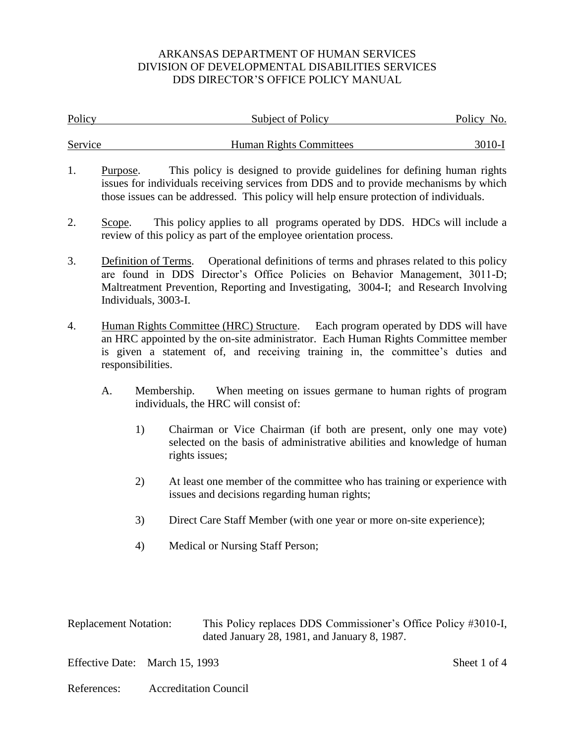ARKANSAS DEPARTMENT OF HUMAN SERVICES
DIVISION OF DEVELOPMENTAL DISABILITIES SERVICES
DDS DIRECTOR'S OFFICE POLICY MANUAL

| Policy | Subject of Policy | Policy No. |
|---|---|---|
| Service | Human Rights Committees | 3010-I |

1. Purpose. This policy is designed to provide guidelines for defining human rights issues for individuals receiving services from DDS and to provide mechanisms by which those issues can be addressed. This policy will help ensure protection of individuals.

2. Scope. This policy applies to all programs operated by DDS. HDCs will include a review of this policy as part of the employee orientation process.

3. Definition of Terms. Operational definitions of terms and phrases related to this policy are found in DDS Director's Office Policies on Behavior Management, 3011-D; Maltreatment Prevention, Reporting and Investigating, 3004-I; and Research Involving Individuals, 3003-I.

4. Human Rights Committee (HRC) Structure. Each program operated by DDS will have an HRC appointed by the on-site administrator. Each Human Rights Committee member is given a statement of, and receiving training in, the committee's duties and responsibilities.

   A. Membership. When meeting on issues germane to human rights of program individuals, the HRC will consist of:

      1) Chairman or Vice Chairman (if both are present, only one may vote) selected on the basis of administrative abilities and knowledge of human rights issues;

      2) At least one member of the committee who has training or experience with issues and decisions regarding human rights;

      3) Direct Care Staff Member (with one year or more on-site experience);

      4) Medical or Nursing Staff Person;

Replacement Notation: This Policy replaces DDS Commissioner's Office Policy #3010-I, dated January 28, 1981, and January 8, 1987.

Effective Date: March 15, 1993

References: Accreditation Council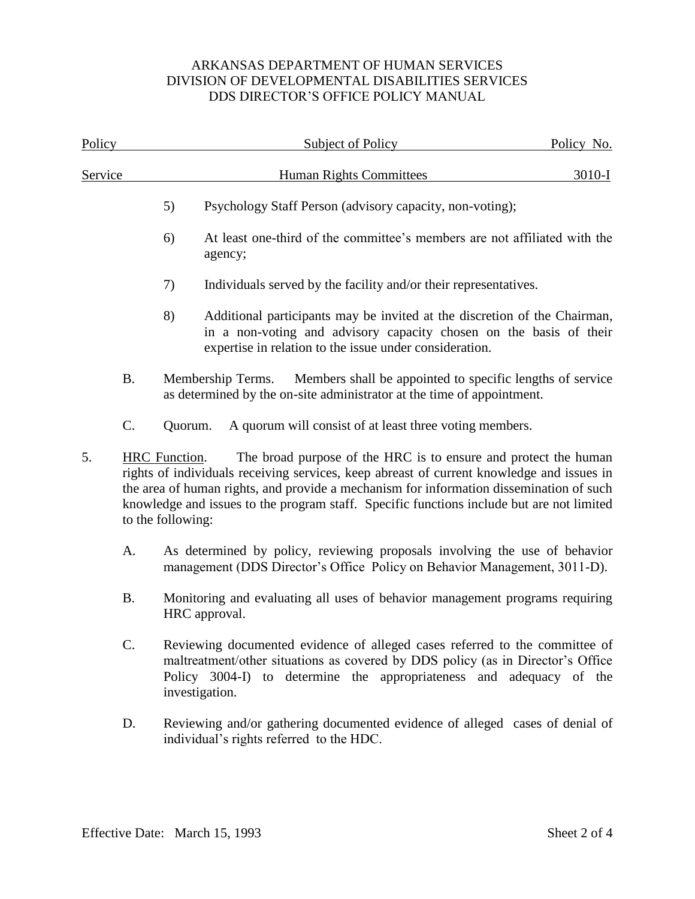5) Psychology Staff Person (advisory capacity, non-voting);

6) At least one-third of the committee's members are not affiliated with the agency;

7) Individuals served by the facility and/or their representatives.

8) Additional participants may be invited at the discretion of the Chairman, in a non-voting and advisory capacity chosen on the basis of their expertise in relation to the issue under consideration.

B. Membership Terms. Members shall be appointed to specific lengths of service as determined by the on-site administrator at the time of appointment.

C. Quorum. A quorum will consist of at least three voting members.

5. HRC Function. The broad purpose of the HRC is to ensure and protect the human rights of individuals receiving services, keep abreast of current knowledge and issues in the area of human rights, and provide a mechanism for information dissemination of such knowledge and issues to the program staff. Specific functions include but are not limited to the following:

A. As determined by policy, reviewing proposals involving the use of behavior management (DDS Director's Office Policy on Behavior Management, 3011-D).

B. Monitoring and evaluating all uses of behavior management programs requiring HRC approval.

C. Reviewing documented evidence of alleged cases referred to the committee of maltreatment/other situations as covered by DDS policy (as in Director's Office Policy 3004-I) to determine the appropriateness and adequacy of the investigation.

D. Reviewing and/or gathering documented evidence of alleged cases of denial of individual's rights referred to the HDC.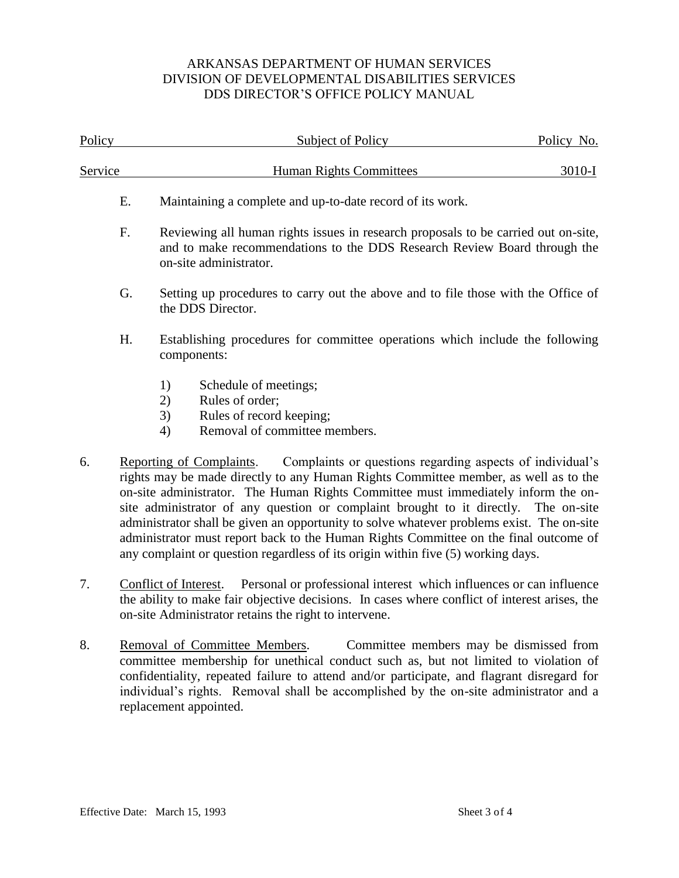E. Maintaining a complete and up-to-date record of its work.

F. Reviewing all human rights issues in research proposals to be carried out on-site, and to make recommendations to the DDS Research Review Board through the on-site administrator.

G. Setting up procedures to carry out the above and to file those with the Office of the DDS Director.

H. Establishing procedures for committee operations which include the following components:

   1) Schedule of meetings;
   2) Rules of order;
   3) Rules of record keeping;
   4) Removal of committee members.

6. Reporting of Complaints. Complaints or questions regarding aspects of individual's rights may be made directly to any Human Rights Committee member, as well as to the on-site administrator. The Human Rights Committee must immediately inform the on-site administrator of any question or complaint brought to it directly. The on-site administrator shall be given an opportunity to solve whatever problems exist. The on-site administrator must report back to the Human Rights Committee on the final outcome of any complaint or question regardless of its origin within five (5) working days.

7. Conflict of Interest. Personal or professional interest which influences or can influence the ability to make fair objective decisions. In cases where conflict of interest arises, the on-site Administrator retains the right to intervene.

8. Removal of Committee Members. Committee members may be dismissed from committee membership for unethical conduct such as, but not limited to violation of confidentiality, repeated failure to attend and/or participate, and flagrant disregard for individual's rights. Removal shall be accomplished by the on-site administrator and a replacement appointed.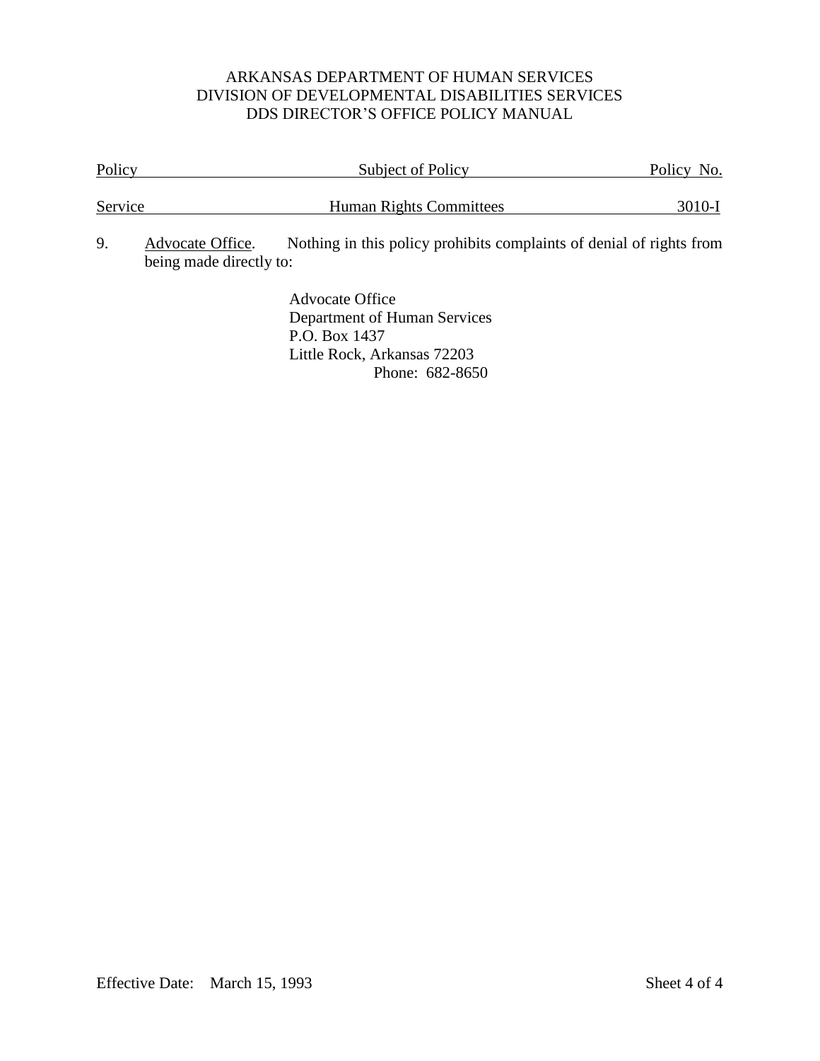9. Advocate Office. Nothing in this policy prohibits complaints of denial of rights from being made directly to:

   Advocate Office
   Department of Human Services
   P.O. Box 1437
   Little Rock, Arkansas 72203
   Phone: 682-8650